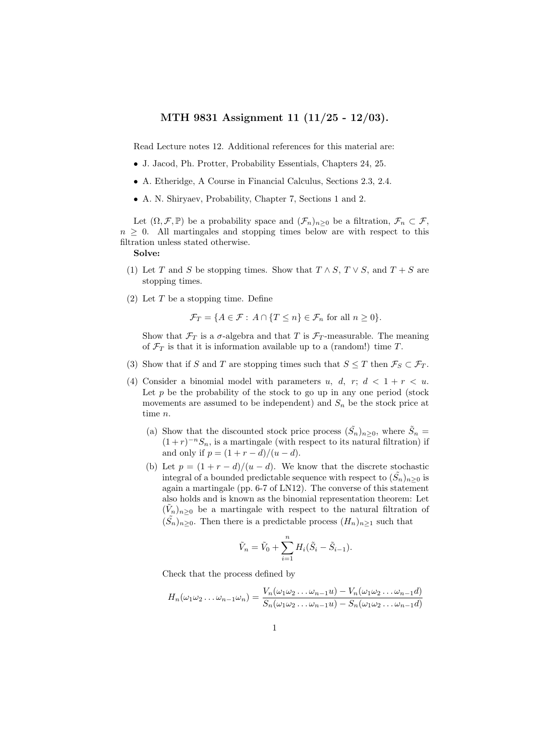# MTH 9831 Assignment 11 (11/25 - 12/03).

Read Lecture notes 12. Additional references for this material are:

- J. Jacod, Ph. Protter, Probability Essentials, Chapters 24, 25.
- A. Etheridge, A Course in Financial Calculus, Sections 2.3, 2.4.
- A. N. Shiryaev, Probability, Chapter 7, Sections 1 and 2.

Let $(\Omega, \mathcal{F}, \mathbb{P})$ be a probability space and $(\mathcal{F}_n)_{n\geq 0}$ be a filtration, $\mathcal{F}_n \subset \mathcal{F}$, $n \geq 0$. All martingales and stopping times below are with respect to this filtration unless stated otherwise.

**Solve:**

(1) Let $T$ and $S$ be stopping times. Show that $T \wedge S$, $T \vee S$, and $T + S$ are stopping times.

(2) Let $T$ be a stopping time. Define

$$\mathcal{F}_T = \{A \in \mathcal{F} : \, A \cap \{T \leq n\} \in \mathcal{F}_n \text{ for all } n \geq 0\}.$$

Show that $\mathcal{F}_T$ is a $\sigma$-algebra and that $T$ is $\mathcal{F}_T$-measurable. The meaning of $\mathcal{F}_T$ is that it is information available up to a (random!) time $T$.

(3) Show that if $S$ and $T$ are stopping times such that $S \leq T$ then $\mathcal{F}_S \subset \mathcal{F}_T$.

(4) Consider a binomial model with parameters $u$, $d$, $r$; $d < 1 + r < u$. Let $p$ be the probability of the stock to go up in any one period (stock movements are assumed to be independent) and $S_n$ be the stock price at time $n$.

(a) Show that the discounted stock price process $(\tilde{S}_n)_{n\geq 0}$, where $\tilde{S}_n = (1+r)^{-n} S_n$, is a martingale (with respect to its natural filtration) if and only if $p = (1 + r - d)/(u - d)$.

(b) Let $p = (1 + r - d)/(u - d)$. We know that the discrete stochastic integral of a bounded predictable sequence with respect to $(\tilde{S}_n)_{n\geq 0}$ is again a martingale (pp. 6-7 of LN12). The converse of this statement also holds and is known as the binomial representation theorem: Let $(\tilde{V}_n)_{n\geq 0}$ be a martingale with respect to the natural filtration of $(\tilde{S}_n)_{n\geq 0}$. Then there is a predictable process $(H_n)_{n\geq 1}$ such that

$$\tilde{V}_n = \tilde{V}_0 + \sum_{i=1}^{n} H_i(\tilde{S}_i - \tilde{S}_{i-1}).$$

Check that the process defined by

$$H_n(\omega_1\omega_2 \ldots \omega_{n-1}\omega_n) = \frac{V_n(\omega_1\omega_2 \ldots \omega_{n-1}u) - V_n(\omega_1\omega_2 \ldots \omega_{n-1}d)}{S_n(\omega_1\omega_2 \ldots \omega_{n-1}u) - S_n(\omega_1\omega_2 \ldots \omega_{n-1}d)}$$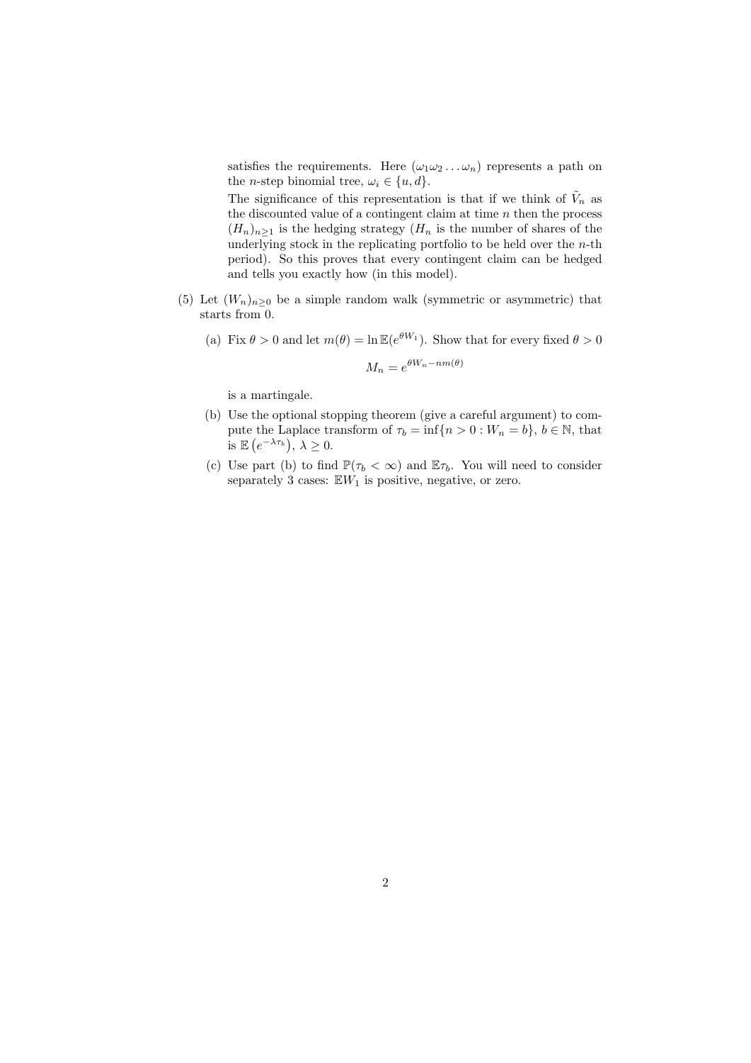satisfies the requirements. Here $(\omega_1\omega_2\dots\omega_n)$ represents a path on the $n$-step binomial tree, $\omega_i \in \{u, d\}$.

The significance of this representation is that if we think of $\tilde{V}_n$ as the discounted value of a contingent claim at time $n$ then the process $(H_n)_{n\geq 1}$ is the hedging strategy ($H_n$ is the number of shares of the underlying stock in the replicating portfolio to be held over the $n$-th period). So this proves that every contingent claim can be hedged and tells you exactly how (in this model).

(5) Let $(W_n)_{n\geq 0}$ be a simple random walk (symmetric or asymmetric) that starts from 0.

   (a) Fix $\theta > 0$ and let $m(\theta) = \ln \mathbb{E}(e^{\theta W_1})$. Show that for every fixed $\theta > 0$

   $$M_n = e^{\theta W_n - nm(\theta)}$$

   is a martingale.

   (b) Use the optional stopping theorem (give a careful argument) to compute the Laplace transform of $\tau_b = \inf\{n > 0 : W_n = b\}$, $b \in \mathbb{N}$, that is $\mathbb{E}\left(e^{-\lambda\tau_b}\right)$, $\lambda \geq 0$.

   (c) Use part (b) to find $\mathbb{P}(\tau_b < \infty)$ and $\mathbb{E}\tau_b$. You will need to consider separately 3 cases: $\mathbb{E}W_1$ is positive, negative, or zero.